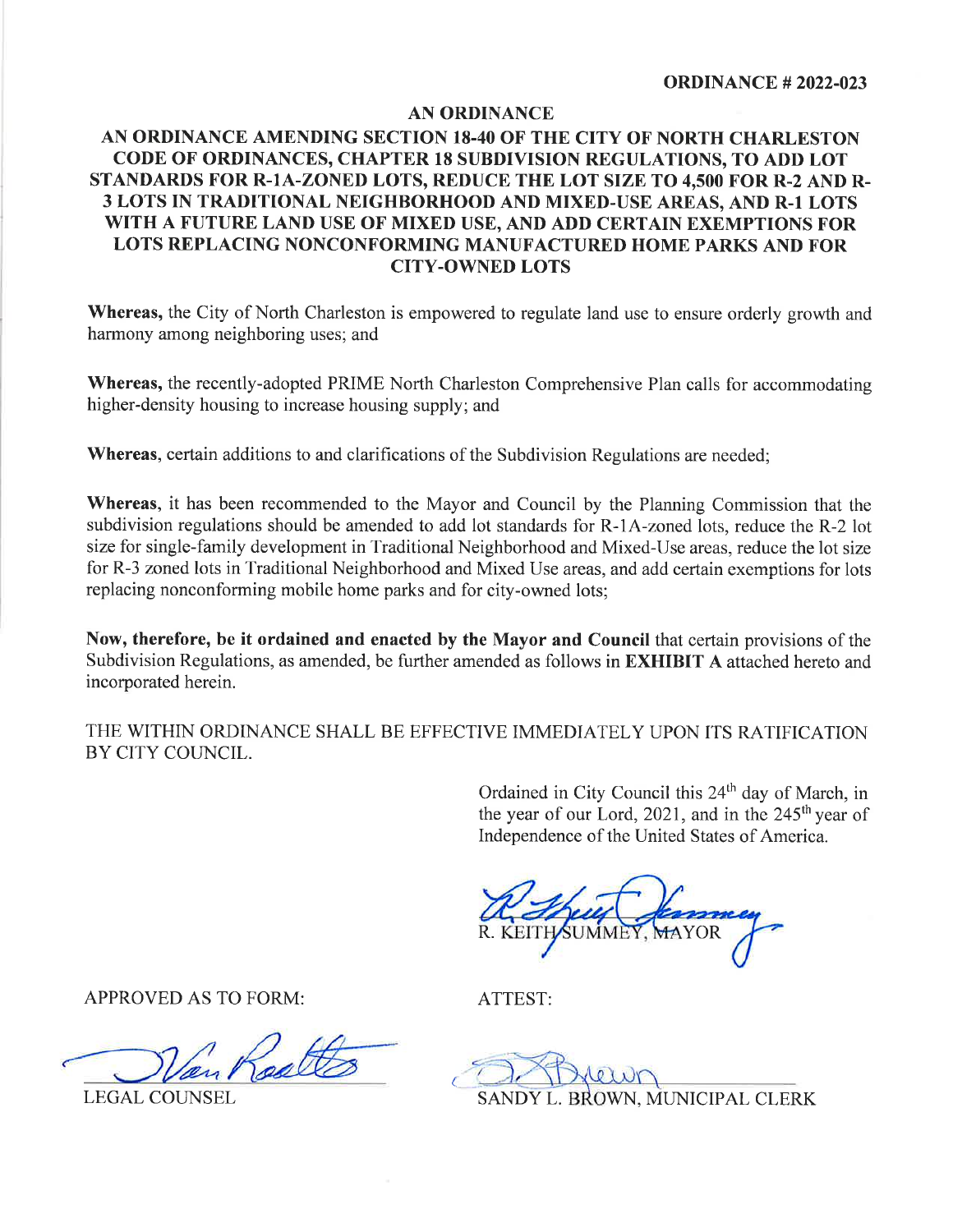**ORDINANCE # 2022-023**

# AN ORDINANCE

## AN ORDINANCE AMENDING SECTION 18-40 OF THE CITY OF NORTH CHARLESTON CODE OF ORDINANCES, CHAPTER 18 SUBDIVISION REGULATIONS, TO ADD LOT STANDARDS FOR R-1A-ZONED LOTS, REDUCE THE LOT SIZE TO 4,500 FOR R-2 AND R-3 LOTS IN TRADITIONAL NEIGHBORHOOD AND MIXED-USE AREAS, AND R-1 LOTS WITH A FUTURE LAND USE OF MIXED USE, AND ADD CERTAIN EXEMPTIONS FOR LOTS REPLACING NONCONFORMING MANUFACTURED HOME PARKS AND FOR CITY-OWNED LOTS

**Whereas,** the City of North Charleston is empowered to regulate land use to ensure orderly growth and harmony among neighboring uses; and

**Whereas,** the recently-adopted PRIME North Charleston Comprehensive Plan calls for accommodating higher-density housing to increase housing supply; and

**Whereas**, certain additions to and clarifications of the Subdivision Regulations are needed;

**Whereas**, it has been recommended to the Mayor and Council by the Planning Commission that the subdivision regulations should be amended to add lot standards for R-1A-zoned lots, reduce the R-2 lot size for single-family development in Traditional Neighborhood and Mixed-Use areas, reduce the lot size for R-3 zoned lots in Traditional Neighborhood and Mixed Use areas, and add certain exemptions for lots replacing nonconforming mobile home parks and for city-owned lots;

**Now, therefore, be it ordained and enacted by the Mayor and Council** that certain provisions of the Subdivision Regulations, as amended, be further amended as follows in **EXHIBIT A** attached hereto and incorporated herein.

THE WITHIN ORDINANCE SHALL BE EFFECTIVE IMMEDIATELY UPON ITS RATIFICATION BY CITY COUNCIL.

Ordained in City Council this 24th day of March, in the year of our Lord, 2021, and in the 245th year of Independence of the United States of America.

R. KEITH SUMMEY, MAYOR

APPROVED AS TO FORM:

LEGAL COUNSEL

ATTEST:

SANDY L. BROWN, MUNICIPAL CLERK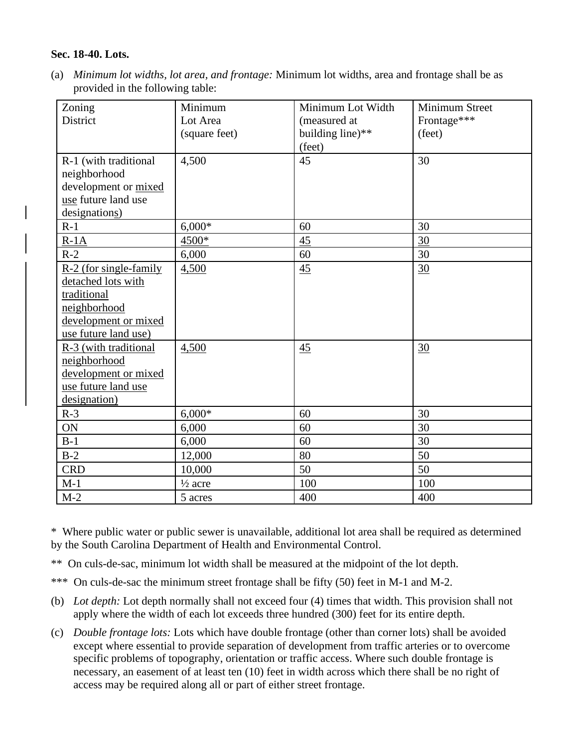**Sec. 18-40. Lots.**

(a) *Minimum lot widths, lot area, and frontage:* Minimum lot widths, area and frontage shall be as provided in the following table:

| Zoning District | Minimum Lot Area (square feet) | Minimum Lot Width (measured at building line)** (feet) | Minimum Street Frontage*** (feet) |
|---|---|---|---|
| R-1 (with traditional neighborhood development or mixed use future land use designations) | 4,500 | 45 | 30 |
| R-1 | 6,000* | 60 | 30 |
| R-1A | 4500* | 45 | 30 |
| R-2 | 6,000 | 60 | 30 |
| R-2 (for single-family detached lots with traditional neighborhood development or mixed use future land use) | 4,500 | 45 | 30 |
| R-3 (with traditional neighborhood development or mixed use future land use designation) | 4,500 | 45 | 30 |
| R-3 | 6,000* | 60 | 30 |
| ON | 6,000 | 60 | 30 |
| B-1 | 6,000 | 60 | 30 |
| B-2 | 12,000 | 80 | 50 |
| CRD | 10,000 | 50 | 50 |
| M-1 | ½ acre | 100 | 100 |
| M-2 | 5 acres | 400 | 400 |

\* Where public water or public sewer is unavailable, additional lot area shall be required as determined by the South Carolina Department of Health and Environmental Control.

** On culs-de-sac, minimum lot width shall be measured at the midpoint of the lot depth.

*** On culs-de-sac the minimum street frontage shall be fifty (50) feet in M-1 and M-2.

(b) *Lot depth:* Lot depth normally shall not exceed four (4) times that width. This provision shall not apply where the width of each lot exceeds three hundred (300) feet for its entire depth.

(c) *Double frontage lots:* Lots which have double frontage (other than corner lots) shall be avoided except where essential to provide separation of development from traffic arteries or to overcome specific problems of topography, orientation or traffic access. Where such double frontage is necessary, an easement of at least ten (10) feet in width across which there shall be no right of access may be required along all or part of either street frontage.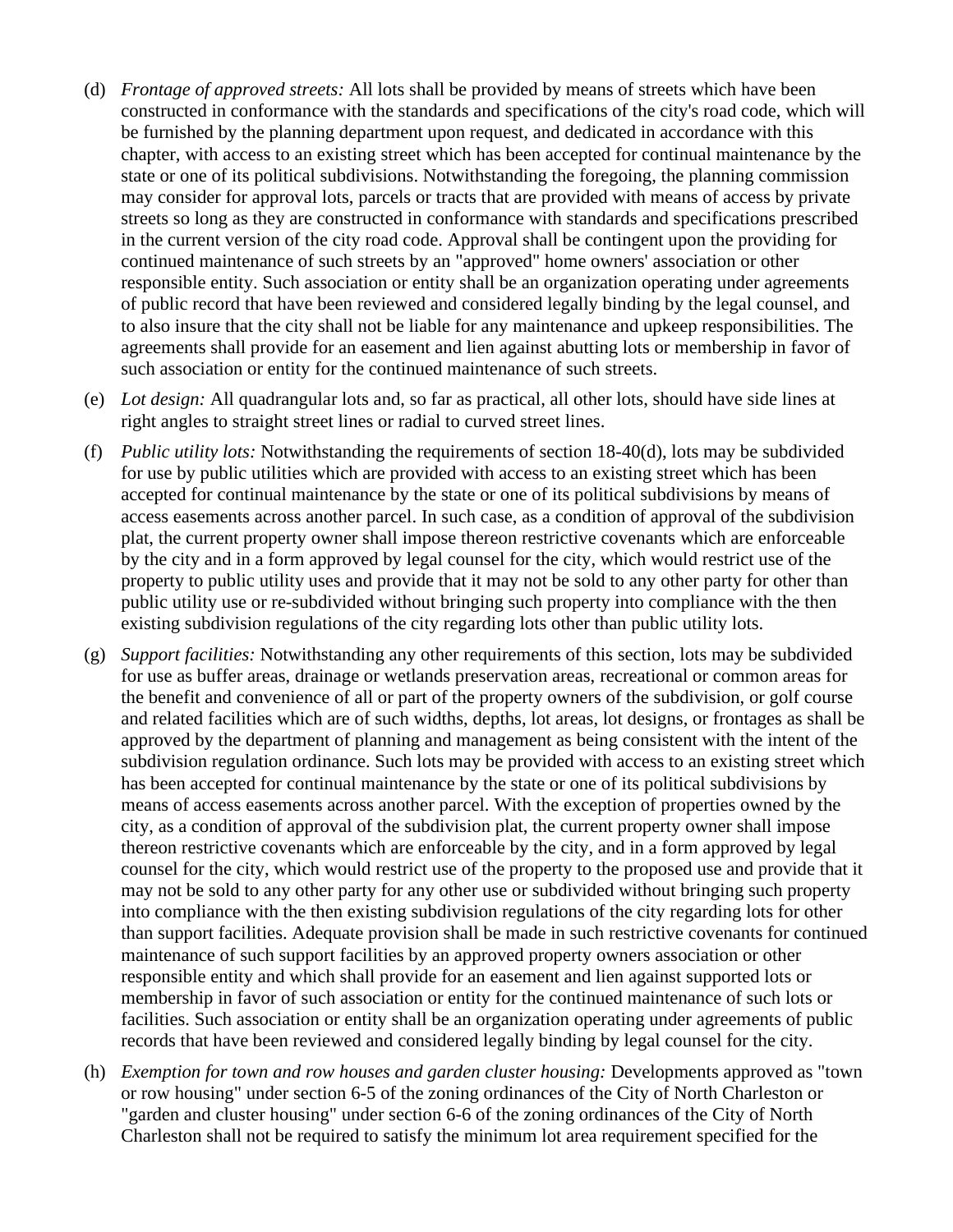(d) *Frontage of approved streets:* All lots shall be provided by means of streets which have been constructed in conformance with the standards and specifications of the city's road code, which will be furnished by the planning department upon request, and dedicated in accordance with this chapter, with access to an existing street which has been accepted for continual maintenance by the state or one of its political subdivisions. Notwithstanding the foregoing, the planning commission may consider for approval lots, parcels or tracts that are provided with means of access by private streets so long as they are constructed in conformance with standards and specifications prescribed in the current version of the city road code. Approval shall be contingent upon the providing for continued maintenance of such streets by an "approved" home owners' association or other responsible entity. Such association or entity shall be an organization operating under agreements of public record that have been reviewed and considered legally binding by the legal counsel, and to also insure that the city shall not be liable for any maintenance and upkeep responsibilities. The agreements shall provide for an easement and lien against abutting lots or membership in favor of such association or entity for the continued maintenance of such streets.

(e) *Lot design:* All quadrangular lots and, so far as practical, all other lots, should have side lines at right angles to straight street lines or radial to curved street lines.

(f) *Public utility lots:* Notwithstanding the requirements of section 18-40(d), lots may be subdivided for use by public utilities which are provided with access to an existing street which has been accepted for continual maintenance by the state or one of its political subdivisions by means of access easements across another parcel. In such case, as a condition of approval of the subdivision plat, the current property owner shall impose thereon restrictive covenants which are enforceable by the city and in a form approved by legal counsel for the city, which would restrict use of the property to public utility uses and provide that it may not be sold to any other party for other than public utility use or re-subdivided without bringing such property into compliance with the then existing subdivision regulations of the city regarding lots other than public utility lots.

(g) *Support facilities:* Notwithstanding any other requirements of this section, lots may be subdivided for use as buffer areas, drainage or wetlands preservation areas, recreational or common areas for the benefit and convenience of all or part of the property owners of the subdivision, or golf course and related facilities which are of such widths, depths, lot areas, lot designs, or frontages as shall be approved by the department of planning and management as being consistent with the intent of the subdivision regulation ordinance. Such lots may be provided with access to an existing street which has been accepted for continual maintenance by the state or one of its political subdivisions by means of access easements across another parcel. With the exception of properties owned by the city, as a condition of approval of the subdivision plat, the current property owner shall impose thereon restrictive covenants which are enforceable by the city, and in a form approved by legal counsel for the city, which would restrict use of the property to the proposed use and provide that it may not be sold to any other party for any other use or subdivided without bringing such property into compliance with the then existing subdivision regulations of the city regarding lots for other than support facilities. Adequate provision shall be made in such restrictive covenants for continued maintenance of such support facilities by an approved property owners association or other responsible entity and which shall provide for an easement and lien against supported lots or membership in favor of such association or entity for the continued maintenance of such lots or facilities. Such association or entity shall be an organization operating under agreements of public records that have been reviewed and considered legally binding by legal counsel for the city.

(h) *Exemption for town and row houses and garden cluster housing:* Developments approved as "town or row housing" under section 6-5 of the zoning ordinances of the City of North Charleston or "garden and cluster housing" under section 6-6 of the zoning ordinances of the City of North Charleston shall not be required to satisfy the minimum lot area requirement specified for the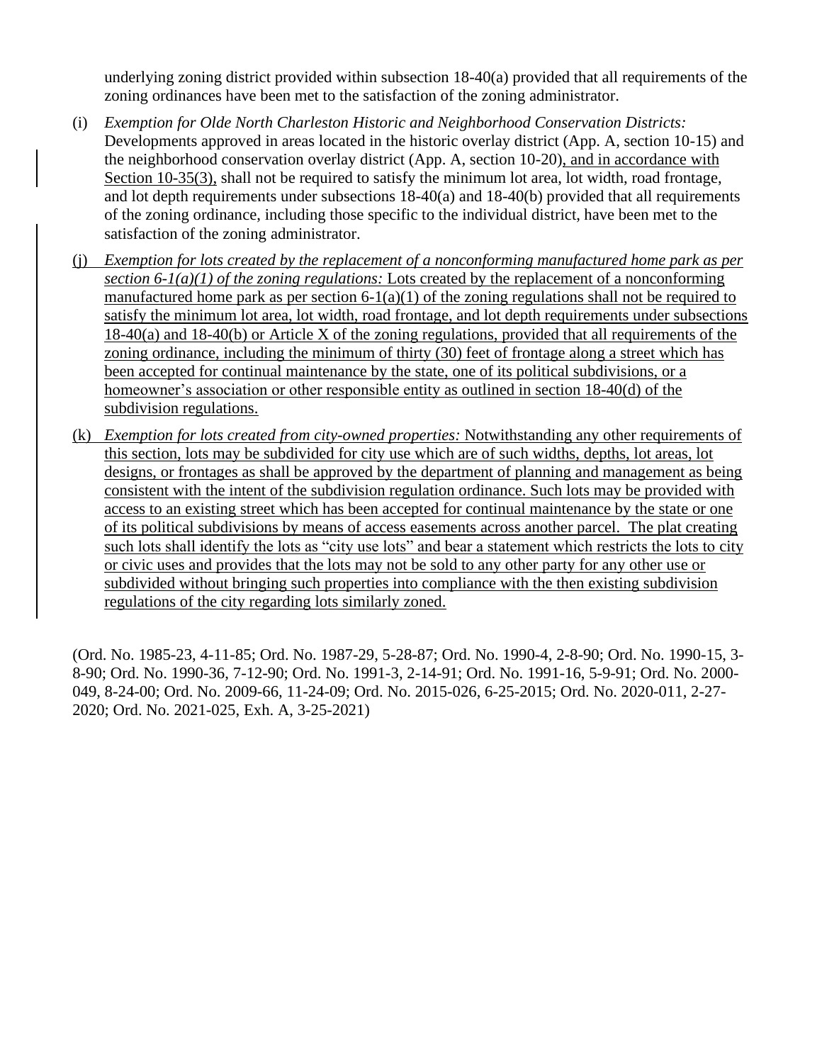underlying zoning district provided within subsection 18-40(a) provided that all requirements of the zoning ordinances have been met to the satisfaction of the zoning administrator.

(i) *Exemption for Olde North Charleston Historic and Neighborhood Conservation Districts:* Developments approved in areas located in the historic overlay district (App. A, section 10-15) and the neighborhood conservation overlay district (App. A, section 10-20), and in accordance with Section 10-35(3), shall not be required to satisfy the minimum lot area, lot width, road frontage, and lot depth requirements under subsections 18-40(a) and 18-40(b) provided that all requirements of the zoning ordinance, including those specific to the individual district, have been met to the satisfaction of the zoning administrator.

(j) *Exemption for lots created by the replacement of a nonconforming manufactured home park as per section 6-1(a)(1) of the zoning regulations:* Lots created by the replacement of a nonconforming manufactured home park as per section 6-1(a)(1) of the zoning regulations shall not be required to satisfy the minimum lot area, lot width, road frontage, and lot depth requirements under subsections 18-40(a) and 18-40(b) or Article X of the zoning regulations, provided that all requirements of the zoning ordinance, including the minimum of thirty (30) feet of frontage along a street which has been accepted for continual maintenance by the state, one of its political subdivisions, or a homeowner's association or other responsible entity as outlined in section 18-40(d) of the subdivision regulations.

(k) *Exemption for lots created from city-owned properties:* Notwithstanding any other requirements of this section, lots may be subdivided for city use which are of such widths, depths, lot areas, lot designs, or frontages as shall be approved by the department of planning and management as being consistent with the intent of the subdivision regulation ordinance. Such lots may be provided with access to an existing street which has been accepted for continual maintenance by the state or one of its political subdivisions by means of access easements across another parcel. The plat creating such lots shall identify the lots as "city use lots" and bear a statement which restricts the lots to city or civic uses and provides that the lots may not be sold to any other party for any other use or subdivided without bringing such properties into compliance with the then existing subdivision regulations of the city regarding lots similarly zoned.

(Ord. No. 1985-23, 4-11-85; Ord. No. 1987-29, 5-28-87; Ord. No. 1990-4, 2-8-90; Ord. No. 1990-15, 3-8-90; Ord. No. 1990-36, 7-12-90; Ord. No. 1991-3, 2-14-91; Ord. No. 1991-16, 5-9-91; Ord. No. 2000-049, 8-24-00; Ord. No. 2009-66, 11-24-09; Ord. No. 2015-026, 6-25-2015; Ord. No. 2020-011, 2-27-2020; Ord. No. 2021-025, Exh. A, 3-25-2021)